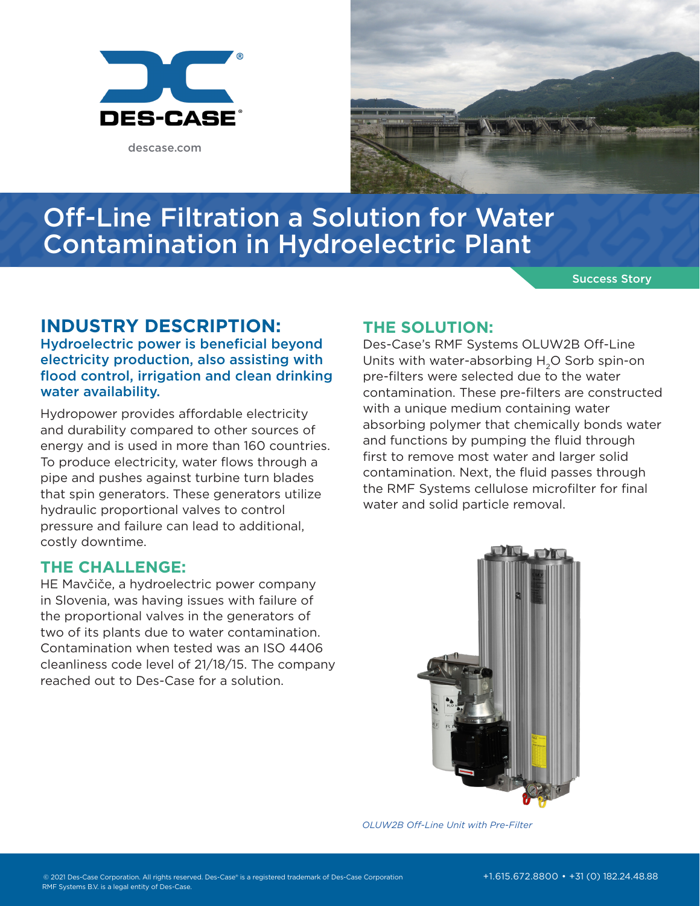DES-CASE®

descase.com

# Off-Line Filtration a Solution for Water Contamination in Hydroelectric Plant

Success Story

## INDUSTRY DESCRIPTION:

**Hydroelectric power is beneficial beyond electricity production, also assisting with flood control, irrigation and clean drinking water availability.**

Hydropower provides affordable electricity and durability compared to other sources of energy and is used in more than 160 countries. To produce electricity, water flows through a pipe and pushes against turbine turn blades that spin generators. These generators utilize hydraulic proportional valves to control pressure and failure can lead to additional, costly downtime.

## THE CHALLENGE:

HE Mavčiče, a hydroelectric power company in Slovenia, was having issues with failure of the proportional valves in the generators of two of its plants due to water contamination. Contamination when tested was an ISO 4406 cleanliness code level of 21/18/15. The company reached out to Des-Case for a solution.

## THE SOLUTION:

Des-Case's RMF Systems OLUW2B Off-Line Units with water-absorbing $H_2O$ Sorb spin-on pre-filters were selected due to the water contamination. These pre-filters are constructed with a unique medium containing water absorbing polymer that chemically bonds water and functions by pumping the fluid through first to remove most water and larger solid contamination. Next, the fluid passes through the RMF Systems cellulose microfilter for final water and solid particle removal.

*OLUW2B Off-Line Unit with Pre-Filter*

© 2021 Des-Case Corporation. All rights reserved. Des-Case® is a registered trademark of Des-Case Corporation
RMF Systems B.V. is a legal entity of Des-Case.

+1.615.672.8800 • +31 (0) 182.24.48.88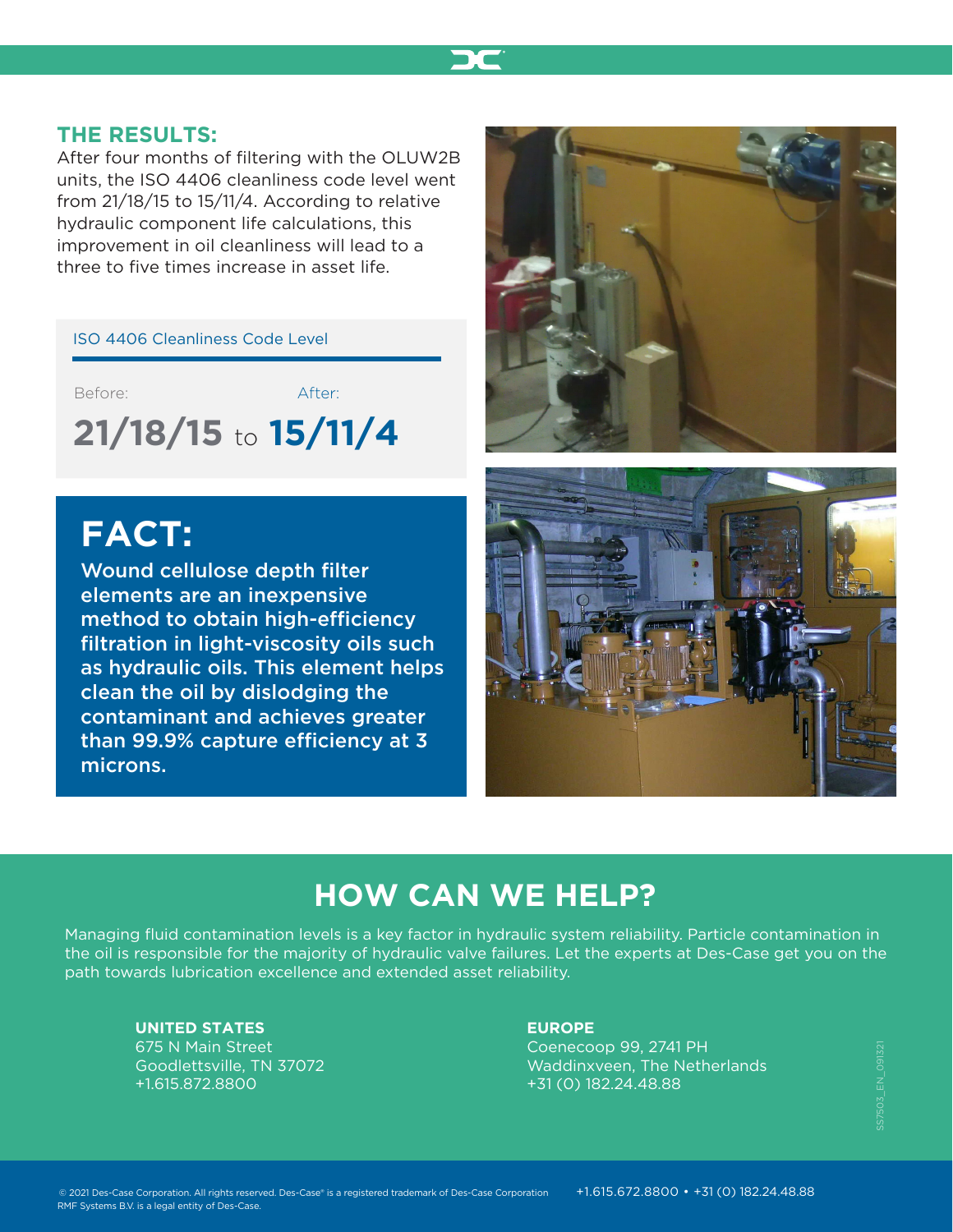## THE RESULTS:

After four months of filtering with the OLUW2B units, the ISO 4406 cleanliness code level went from 21/18/15 to 15/11/4. According to relative hydraulic component life calculations, this improvement in oil cleanliness will lead to a three to five times increase in asset life.

ISO 4406 Cleanliness Code Level

Before: After:

**21/18/15** to **15/11/4**

## FACT:

**Wound cellulose depth filter elements are an inexpensive method to obtain high-efficiency filtration in light-viscosity oils such as hydraulic oils. This element helps clean the oil by dislodging the contaminant and achieves greater than 99.9% capture efficiency at 3 microns.**

## HOW CAN WE HELP?

Managing fluid contamination levels is a key factor in hydraulic system reliability. Particle contamination in the oil is responsible for the majority of hydraulic valve failures. Let the experts at Des-Case get you on the path towards lubrication excellence and extended asset reliability.

**UNITED STATES**
675 N Main Street
Goodlettsville, TN 37072
+1.615.872.8800

**EUROPE**
Coenecoop 99, 2741 PH
Waddinxveen, The Netherlands
+31 (0) 182.24.48.88

SS7503_EN_091321

© 2021 Des-Case Corporation. All rights reserved. Des-Case® is a registered trademark of Des-Case Corporation
RMF Systems B.V. is a legal entity of Des-Case.

+1.615.672.8800 • +31 (0) 182.24.48.88